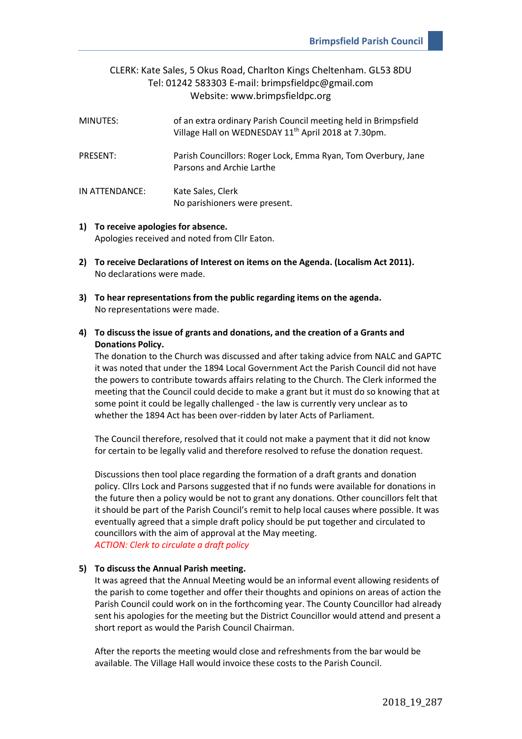CLERK: Kate Sales, 5 Okus Road, Charlton Kings Cheltenham. GL53 8DU
Tel: 01242 583303 E-mail: brimpsfieldpc@gmail.com
Website: www.brimpsfieldpc.org

| | |
|---|---|
| MINUTES: | of an extra ordinary Parish Council meeting held in Brimpsfield Village Hall on WEDNESDAY 11th April 2018 at 7.30pm. |
| PRESENT: | Parish Councillors: Roger Lock, Emma Ryan, Tom Overbury, Jane Parsons and Archie Larthe |
| IN ATTENDANCE: | Kate Sales, Clerk<br>No parishioners were present. |

**1) To receive apologies for absence.**
Apologies received and noted from Cllr Eaton.

**2) To receive Declarations of Interest on items on the Agenda. (Localism Act 2011).**
No declarations were made.

**3) To hear representations from the public regarding items on the agenda.**
No representations were made.

**4) To discuss the issue of grants and donations, and the creation of a Grants and Donations Policy.**
The donation to the Church was discussed and after taking advice from NALC and GAPTC it was noted that under the 1894 Local Government Act the Parish Council did not have the powers to contribute towards affairs relating to the Church. The Clerk informed the meeting that the Council could decide to make a grant but it must do so knowing that at some point it could be legally challenged - the law is currently very unclear as to whether the 1894 Act has been over-ridden by later Acts of Parliament.

The Council therefore, resolved that it could not make a payment that it did not know for certain to be legally valid and therefore resolved to refuse the donation request.

Discussions then tool place regarding the formation of a draft grants and donation policy. Cllrs Lock and Parsons suggested that if no funds were available for donations in the future then a policy would be not to grant any donations. Other councillors felt that it should be part of the Parish Council's remit to help local causes where possible. It was eventually agreed that a simple draft policy should be put together and circulated to councillors with the aim of approval at the May meeting.
*ACTION: Clerk to circulate a draft policy*

**5) To discuss the Annual Parish meeting.**
It was agreed that the Annual Meeting would be an informal event allowing residents of the parish to come together and offer their thoughts and opinions on areas of action the Parish Council could work on in the forthcoming year. The County Councillor had already sent his apologies for the meeting but the District Councillor would attend and present a short report as would the Parish Council Chairman.

After the reports the meeting would close and refreshments from the bar would be available. The Village Hall would invoice these costs to the Parish Council.

2018_19_287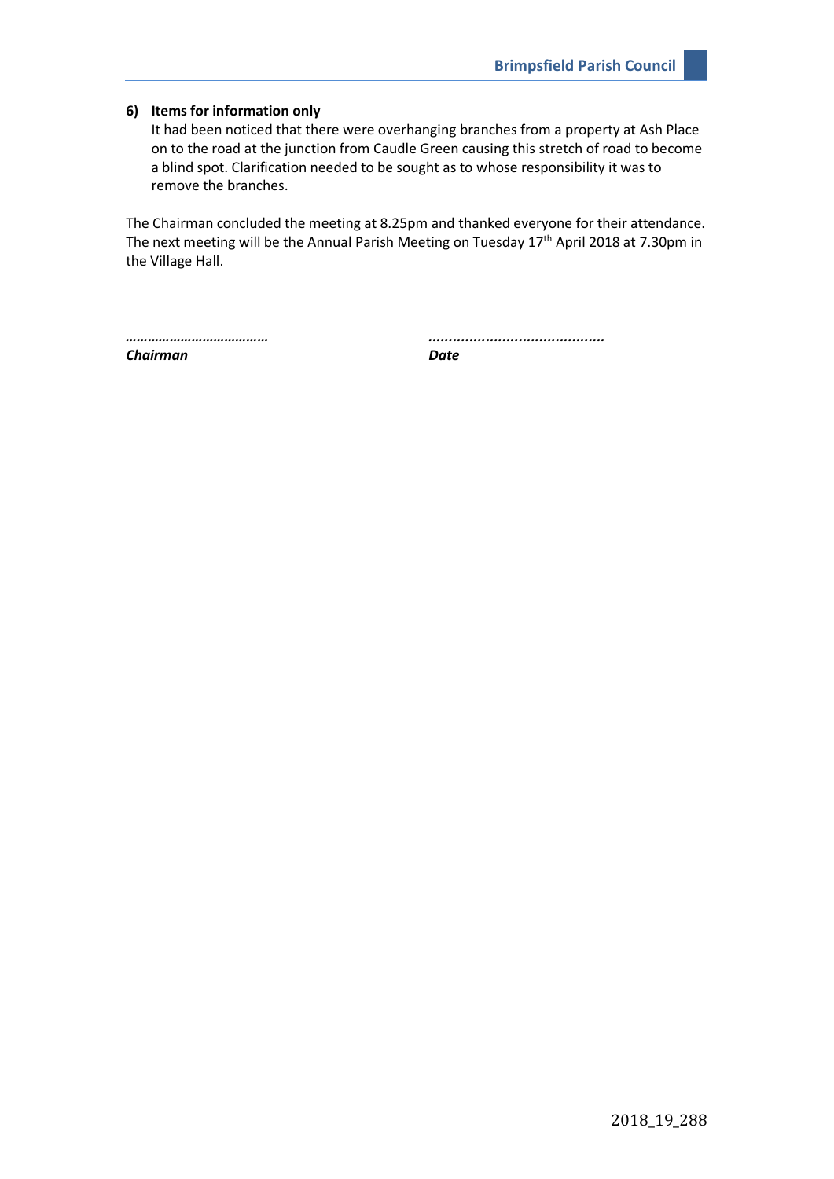**6) Items for information only**

It had been noticed that there were overhanging branches from a property at Ash Place on to the road at the junction from Caudle Green causing this stretch of road to become a blind spot. Clarification needed to be sought as to whose responsibility it was to remove the branches.

The Chairman concluded the meeting at 8.25pm and thanked everyone for their attendance. The next meeting will be the Annual Parish Meeting on Tuesday 17th April 2018 at 7.30pm in the Village Hall.

***…………………………………***  ***……………………………………***

***Chairman***  ***Date***